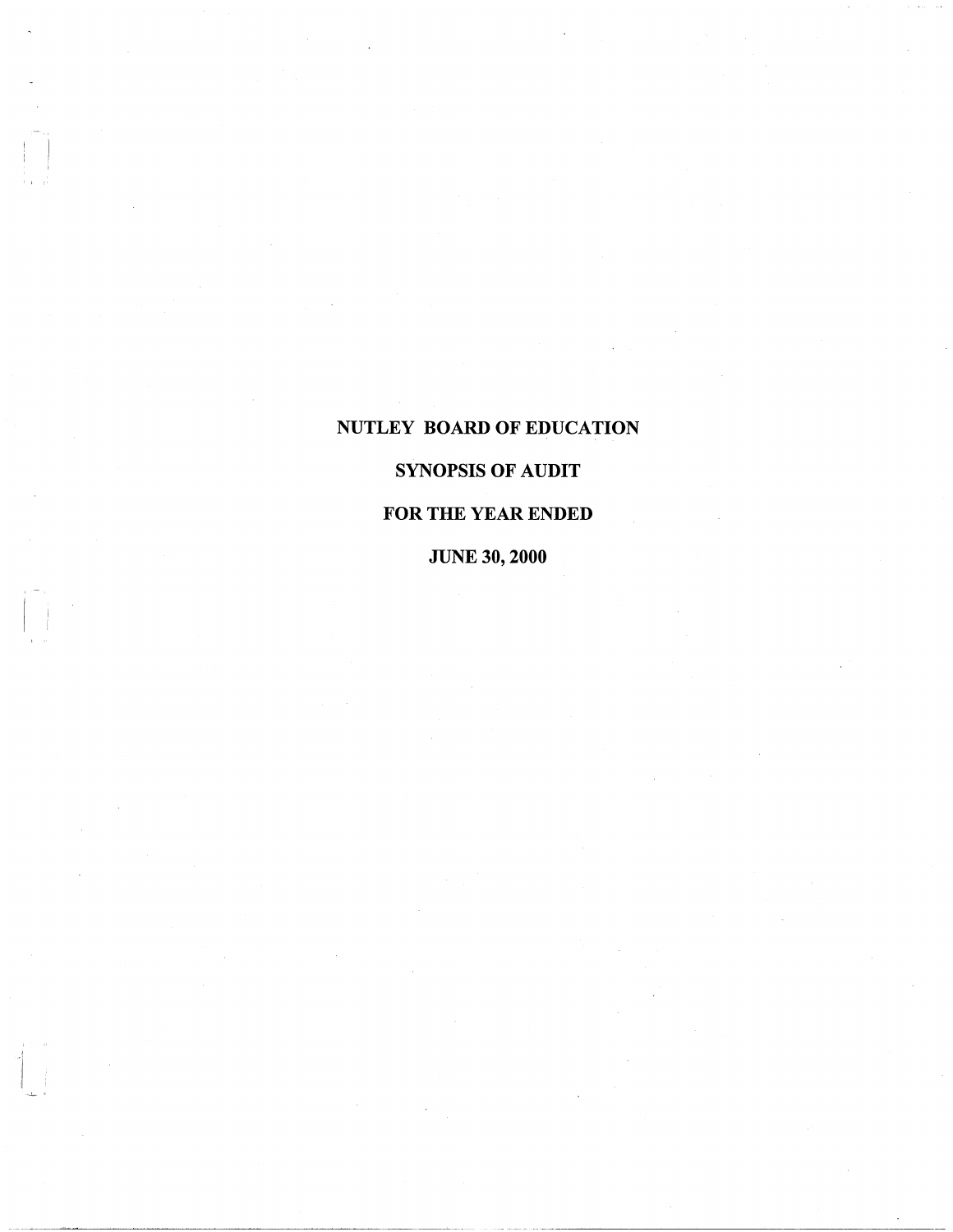# NUTLEY BOARD OF EDUCATION

## SYNOPSIS OF AUDIT

## FOR THE YEAR ENDED

## JUNE 30, 2000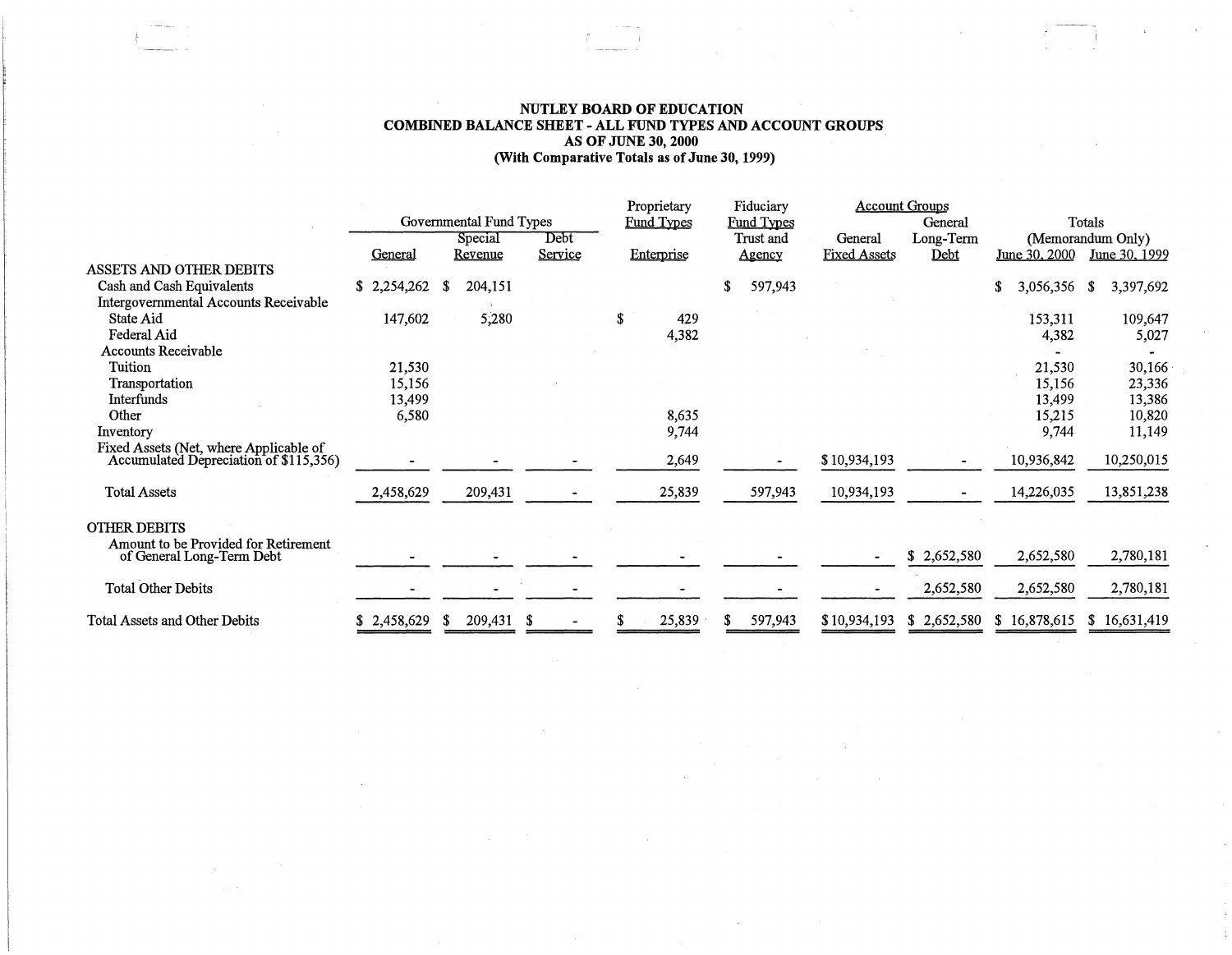# NUTLEY BOARD OF EDUCATION
## COMBINED BALANCE SHEET - ALL FUND TYPES AND ACCOUNT GROUPS
## AS OF JUNE 30, 2000
## (With Comparative Totals as of June 30, 1999)

| | Governmental Fund Types | | | Proprietary Fund Types | Fiduciary Fund Types | Account Groups | | Totals (Memorandum Only) | |
|---|---|---|---|---|---|---|---|---|---|
| | General | Special Revenue | Debt Service | Enterprise | Trust and Agency | General Fixed Assets | General Long-Term Debt | June 30, 2000 | June 30, 1999 |
| **ASSETS AND OTHER DEBITS** | | | | | | | | | |
| Cash and Cash Equivalents | $ 2,254,262 | $ 204,151 | | | $ 597,943 | | | $ 3,056,356 | $ 3,397,692 |
| Intergovernmental Accounts Receivable | | | | | | | | | |
| State Aid | 147,602 | 5,280 | | $ 429 | | | | 153,311 | 109,647 |
| Federal Aid | | | | 4,382 | | | | 4,382 | 5,027 |
| Accounts Receivable | | | | | | | | - | - |
| Tuition | 21,530 | | | | | | | 21,530 | 30,166 |
| Transportation | 15,156 | | | | | | | 15,156 | 23,336 |
| Interfunds | 13,499 | | | | | | | 13,499 | 13,386 |
| Other | 6,580 | | | 8,635 | | | | 15,215 | 10,820 |
| Inventory | | | | 9,744 | | | | 9,744 | 11,149 |
| Fixed Assets (Net, where Applicable of Accumulated Depreciation of $115,356) | - | - | - | 2,649 | - | $ 10,934,193 | - | 10,936,842 | 10,250,015 |
| Total Assets | 2,458,629 | 209,431 | - | 25,839 | 597,943 | 10,934,193 | - | 14,226,035 | 13,851,238 |
| **OTHER DEBITS** | | | | | | | | | |
| Amount to be Provided for Retirement of General Long-Term Debt | - | - | - | - | - | - | $ 2,652,580 | 2,652,580 | 2,780,181 |
| Total Other Debits | - | - | - | - | - | - | 2,652,580 | 2,652,580 | 2,780,181 |
| Total Assets and Other Debits | $ 2,458,629 | $ 209,431 | $ - | $ 25,839 | $ 597,943 | $ 10,934,193 | $ 2,652,580 | $ 16,878,615 | $ 16,631,419 |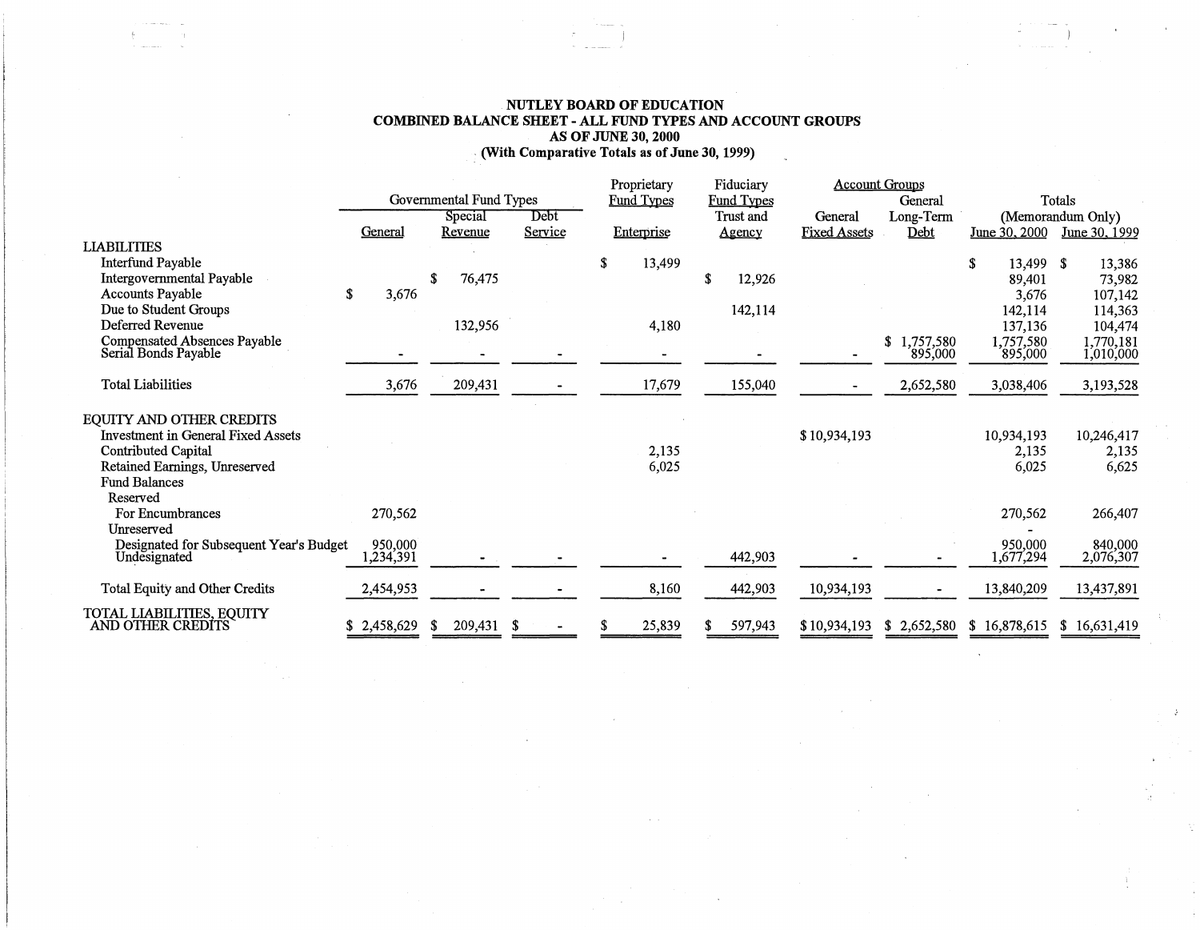# NUTLEY BOARD OF EDUCATION
## COMBINED BALANCE SHEET - ALL FUND TYPES AND ACCOUNT GROUPS
### AS OF JUNE 30, 2000
### (With Comparative Totals as of June 30, 1999)

| | Governmental Fund Types | | | Proprietary Fund Types | Fiduciary Fund Types | Account Groups | | Totals (Memorandum Only) | |
|---|---|---|---|---|---|---|---|---|---|
| | General | Special Revenue | Debt Service | Enterprise | Trust and Agency | General Fixed Assets | General Long-Term Debt | June 30, 2000 | June 30, 1999 |
| **LIABILITIES** | | | | | | | | | |
| Interfund Payable | | | | $ 13,499 | | | | $ 13,499 | $ 13,386 |
| Intergovernmental Payable | | $ 76,475 | | | $ 12,926 | | | 89,401 | 73,982 |
| Accounts Payable | $ 3,676 | | | | | | | 3,676 | 107,142 |
| Due to Student Groups | | | | | 142,114 | | | 142,114 | 114,363 |
| Deferred Revenue | | 132,956 | | 4,180 | | | | 137,136 | 104,474 |
| Compensated Absences Payable | | | | | | | $ 1,757,580 | 1,757,580 | 1,770,181 |
| Serial Bonds Payable | - | - | - | - | - | - | 895,000 | 895,000 | 1,010,000 |
| Total Liabilities | 3,676 | 209,431 | - | 17,679 | 155,040 | - | 2,652,580 | 3,038,406 | 3,193,528 |
| **EQUITY AND OTHER CREDITS** | | | | | | | | | |
| Investment in General Fixed Assets | | | | | | $ 10,934,193 | | 10,934,193 | 10,246,417 |
| Contributed Capital | | | | 2,135 | | | | 2,135 | 2,135 |
| Retained Earnings, Unreserved | | | | 6,025 | | | | 6,025 | 6,625 |
| Fund Balances | | | | | | | | | |
| Reserved | | | | | | | | | |
| For Encumbrances | 270,562 | | | | | | | 270,562 | 266,407 |
| Unreserved | | | | | | | | - | |
| Designated for Subsequent Year's Budget | 950,000 | | | | | | | 950,000 | 840,000 |
| Undesignated | 1,234,391 | - | - | - | 442,903 | - | - | 1,677,294 | 2,076,307 |
| Total Equity and Other Credits | 2,454,953 | - | - | 8,160 | 442,903 | 10,934,193 | - | 13,840,209 | 13,437,891 |
| TOTAL LIABILITIES, EQUITY AND OTHER CREDITS | $ 2,458,629 | $ 209,431 | $ - | $ 25,839 | $ 597,943 | $ 10,934,193 | $ 2,652,580 | $ 16,878,615 | $ 16,631,419 |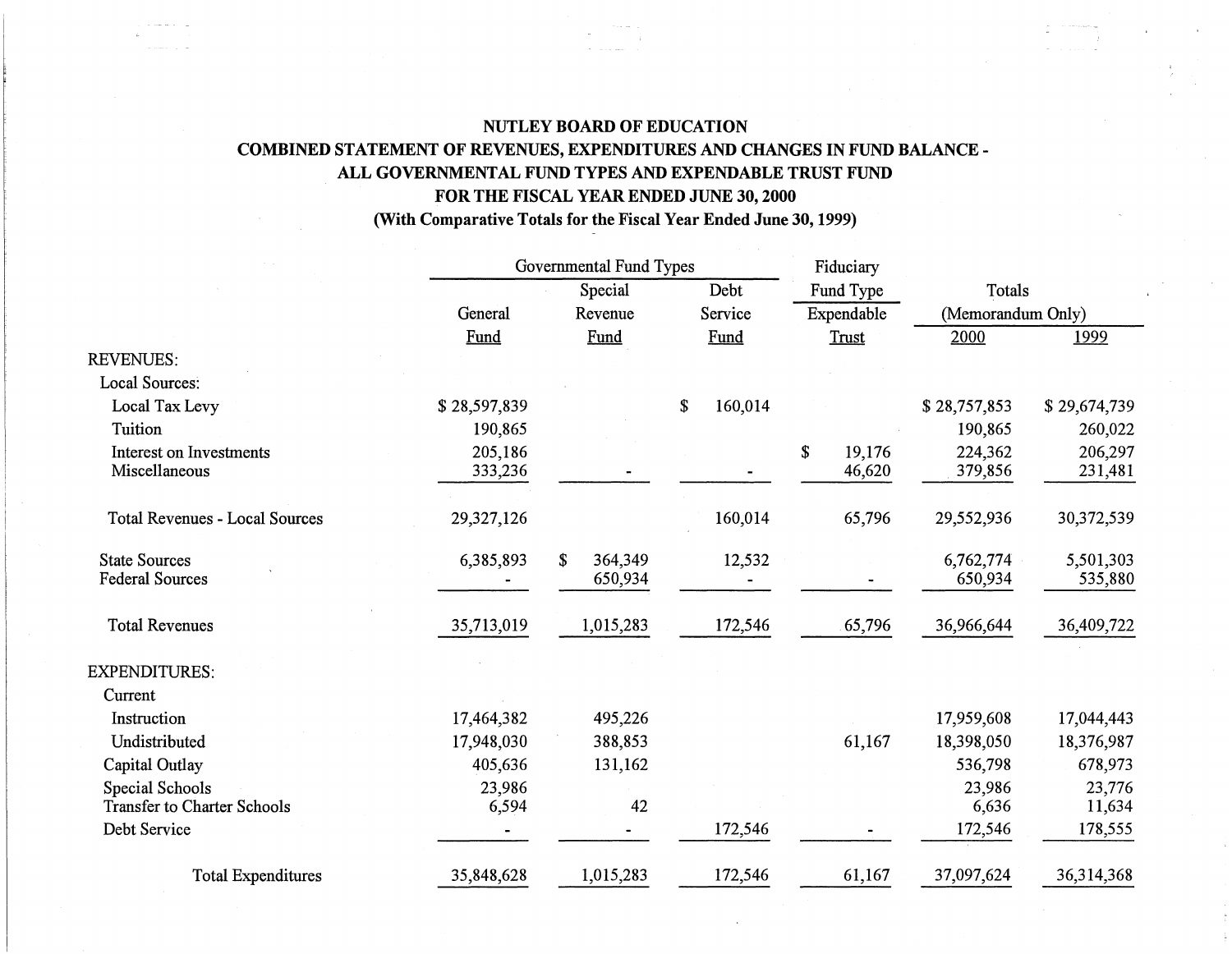# NUTLEY BOARD OF EDUCATION

## COMBINED STATEMENT OF REVENUES, EXPENDITURES AND CHANGES IN FUND BALANCE - ALL GOVERNMENTAL FUND TYPES AND EXPENDABLE TRUST FUND

## FOR THE FISCAL YEAR ENDED JUNE 30, 2000

### (With Comparative Totals for the Fiscal Year Ended June 30, 1999)

| | Governmental Fund Types | | | Fiduciary Fund Type | Totals (Memorandum Only) | |
|---|---|---|---|---|---|---|
| | General Fund | Special Revenue Fund | Debt Service Fund | Expendable Trust | 2000 | 1999 |
| REVENUES: | | | | | | |
| Local Sources: | | | | | | |
| Local Tax Levy | $ 28,597,839 | | $ 160,014 | | $ 28,757,853 | $ 29,674,739 |
| Tuition | 190,865 | | | | 190,865 | 260,022 |
| Interest on Investments | 205,186 | | | $ 19,176 | 224,362 | 206,297 |
| Miscellaneous | 333,236 | - | - | 46,620 | 379,856 | 231,481 |
| Total Revenues - Local Sources | 29,327,126 | | 160,014 | 65,796 | 29,552,936 | 30,372,539 |
| State Sources | 6,385,893 | $ 364,349 | 12,532 | | 6,762,774 | 5,501,303 |
| Federal Sources | - | 650,934 | - | - | 650,934 | 535,880 |
| Total Revenues | 35,713,019 | 1,015,283 | 172,546 | 65,796 | 36,966,644 | 36,409,722 |
| EXPENDITURES: | | | | | | |
| Current | | | | | | |
| Instruction | 17,464,382 | 495,226 | | | 17,959,608 | 17,044,443 |
| Undistributed | 17,948,030 | 388,853 | | 61,167 | 18,398,050 | 18,376,987 |
| Capital Outlay | 405,636 | 131,162 | | | 536,798 | 678,973 |
| Special Schools | 23,986 | | | | 23,986 | 23,776 |
| Transfer to Charter Schools | 6,594 | 42 | | | 6,636 | 11,634 |
| Debt Service | - | - | 172,546 | - | 172,546 | 178,555 |
| Total Expenditures | 35,848,628 | 1,015,283 | 172,546 | 61,167 | 37,097,624 | 36,314,368 |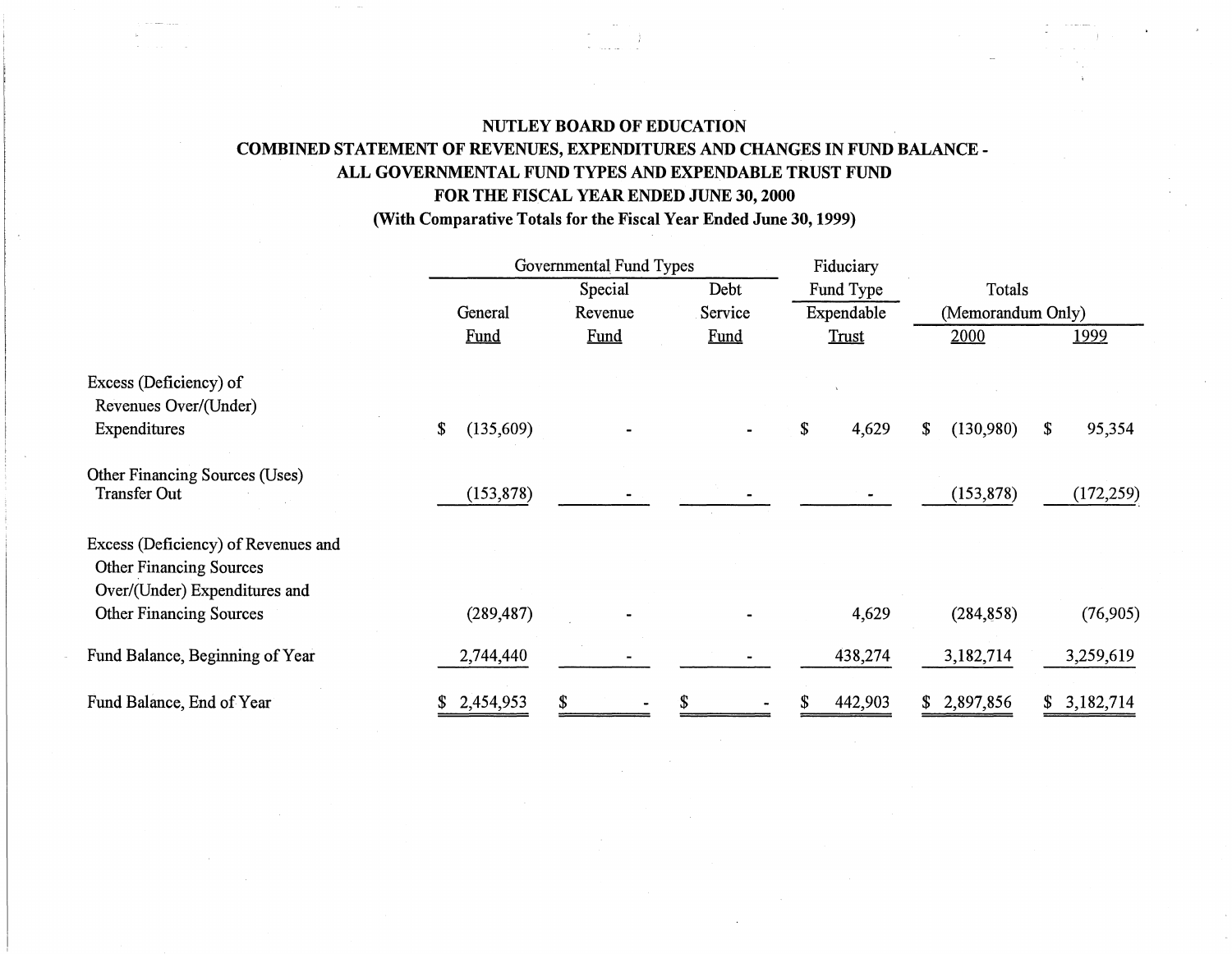**NUTLEY BOARD OF EDUCATION**

**COMBINED STATEMENT OF REVENUES, EXPENDITURES AND CHANGES IN FUND BALANCE - ALL GOVERNMENTAL FUND TYPES AND EXPENDABLE TRUST FUND**

**FOR THE FISCAL YEAR ENDED JUNE 30, 2000**

**(With Comparative Totals for the Fiscal Year Ended June 30, 1999)**

| | Governmental Fund Types | | | Fiduciary Fund Type | Totals (Memorandum Only) | |
|---|---|---|---|---|---|---|
| | General Fund | Special Revenue Fund | Debt Service Fund | Expendable Trust | 2000 | 1999 |
| Excess (Deficiency) of Revenues Over/(Under) Expenditures | $ (135,609) | - | - | $ 4,629 | $ (130,980) | $ 95,354 |
| Other Financing Sources (Uses) Transfer Out | (153,878) | - | - | - | (153,878) | (172,259) |
| Excess (Deficiency) of Revenues and Other Financing Sources Over/(Under) Expenditures and Other Financing Sources | (289,487) | - | - | 4,629 | (284,858) | (76,905) |
| Fund Balance, Beginning of Year | 2,744,440 | - | - | 438,274 | 3,182,714 | 3,259,619 |
| Fund Balance, End of Year | $ 2,454,953 | $ - | $ - | $ 442,903 | $ 2,897,856 | $ 3,182,714 |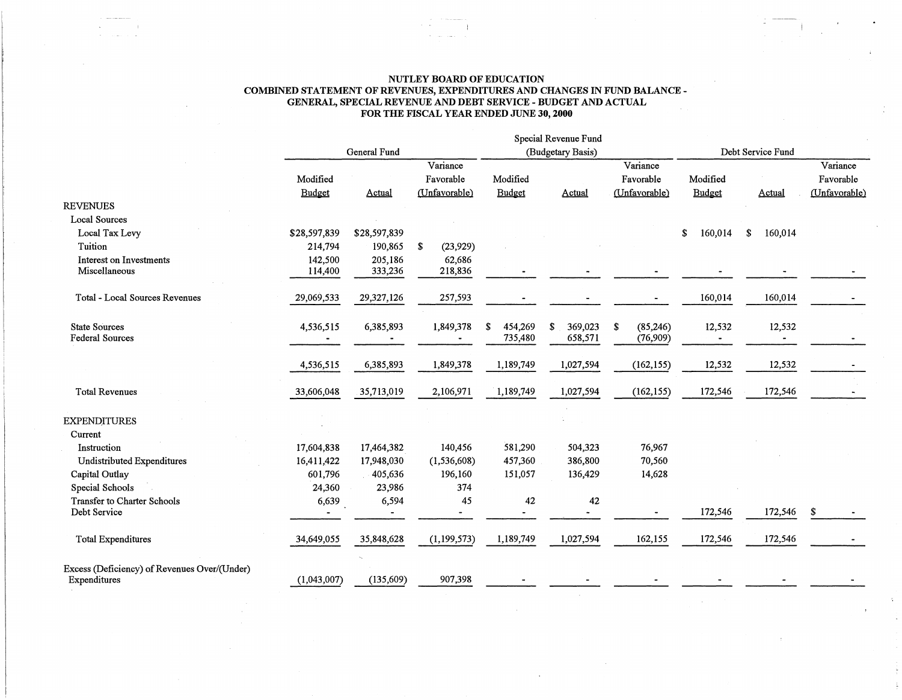# NUTLEY BOARD OF EDUCATION

## COMBINED STATEMENT OF REVENUES, EXPENDITURES AND CHANGES IN FUND BALANCE - GENERAL, SPECIAL REVENUE AND DEBT SERVICE - BUDGET AND ACTUAL

### FOR THE FISCAL YEAR ENDED JUNE 30, 2000

| | General Fund | | | Special Revenue Fund (Budgetary Basis) | | | Debt Service Fund | | |
|---|---|---|---|---|---|---|---|---|---|
| | Modified Budget | Actual | Variance Favorable (Unfavorable) | Modified Budget | Actual | Variance Favorable (Unfavorable) | Modified Budget | Actual | Variance Favorable (Unfavorable) |
| **REVENUES** | | | | | | | | | |
| Local Sources | | | | | | | | | |
| Local Tax Levy | $28,597,839 | $28,597,839 | | | | | $ 160,014 | $ 160,014 | |
| Tuition | 214,794 | 190,865 | $ (23,929) | | | | | | |
| Interest on Investments | 142,500 | 205,186 | 62,686 | | | | | | |
| Miscellaneous | 114,400 | 333,236 | 218,836 | - | - | - | - | - | - |
| Total - Local Sources Revenues | 29,069,533 | 29,327,126 | 257,593 | - | - | - | 160,014 | 160,014 | - |
| State Sources | 4,536,515 | 6,385,893 | 1,849,378 | $ 454,269 | $ 369,023 | $ (85,246) | 12,532 | 12,532 | |
| Federal Sources | - | - | - | 735,480 | 658,571 | (76,909) | - | - | - |
| | 4,536,515 | 6,385,893 | 1,849,378 | 1,189,749 | 1,027,594 | (162,155) | 12,532 | 12,532 | - |
| Total Revenues | 33,606,048 | 35,713,019 | 2,106,971 | 1,189,749 | 1,027,594 | (162,155) | 172,546 | 172,546 | - |
| **EXPENDITURES** | | | | | | | | | |
| Current | | | | | | | | | |
| Instruction | 17,604,838 | 17,464,382 | 140,456 | 581,290 | 504,323 | 76,967 | | | |
| Undistributed Expenditures | 16,411,422 | 17,948,030 | (1,536,608) | 457,360 | 386,800 | 70,560 | | | |
| Capital Outlay | 601,796 | 405,636 | 196,160 | 151,057 | 136,429 | 14,628 | | | |
| Special Schools | 24,360 | 23,986 | 374 | | | | | | |
| Transfer to Charter Schools | 6,639 | 6,594 | 45 | 42 | 42 | | | | |
| Debt Service | - | - | - | - | - | - | 172,546 | 172,546 | $ - |
| Total Expenditures | 34,649,055 | 35,848,628 | (1,199,573) | 1,189,749 | 1,027,594 | 162,155 | 172,546 | 172,546 | - |
| Excess (Deficiency) of Revenues Over/(Under) Expenditures | (1,043,007) | (135,609) | 907,398 | - | - | - | - | - | - |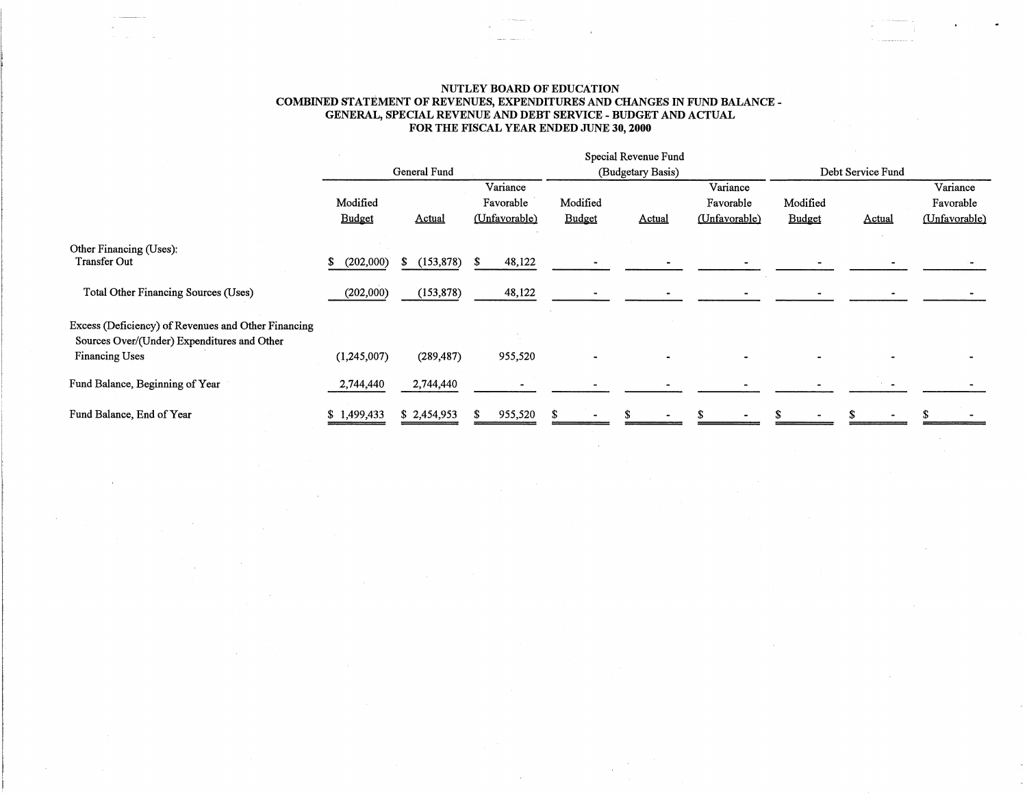**NUTLEY BOARD OF EDUCATION**
**COMBINED STATEMENT OF REVENUES, EXPENDITURES AND CHANGES IN FUND BALANCE - GENERAL, SPECIAL REVENUE AND DEBT SERVICE - BUDGET AND ACTUAL**
**FOR THE FISCAL YEAR ENDED JUNE 30, 2000**

| | General Fund | | | Special Revenue Fund (Budgetary Basis) | | | Debt Service Fund | | |
|---|---|---|---|---|---|---|---|---|---|
| | Modified Budget | Actual | Variance Favorable (Unfavorable) | Modified Budget | Actual | Variance Favorable (Unfavorable) | Modified Budget | Actual | Variance Favorable (Unfavorable) |
| Other Financing (Uses): | | | | | | | | | |
| Transfer Out | $ (202,000) | $ (153,878) | $ 48,122 | - | - | - | - | - | - |
| Total Other Financing Sources (Uses) | (202,000) | (153,878) | 48,122 | - | - | - | - | - | - |
| Excess (Deficiency) of Revenues and Other Financing Sources Over/(Under) Expenditures and Other Financing Uses | (1,245,007) | (289,487) | 955,520 | - | - | - | - | - | - |
| Fund Balance, Beginning of Year | 2,744,440 | 2,744,440 | - | - | - | - | - | - | - |
| Fund Balance, End of Year | $ 1,499,433 | $ 2,454,953 | $ 955,520 | $ - | $ - | $ - | $ - | $ - | $ - |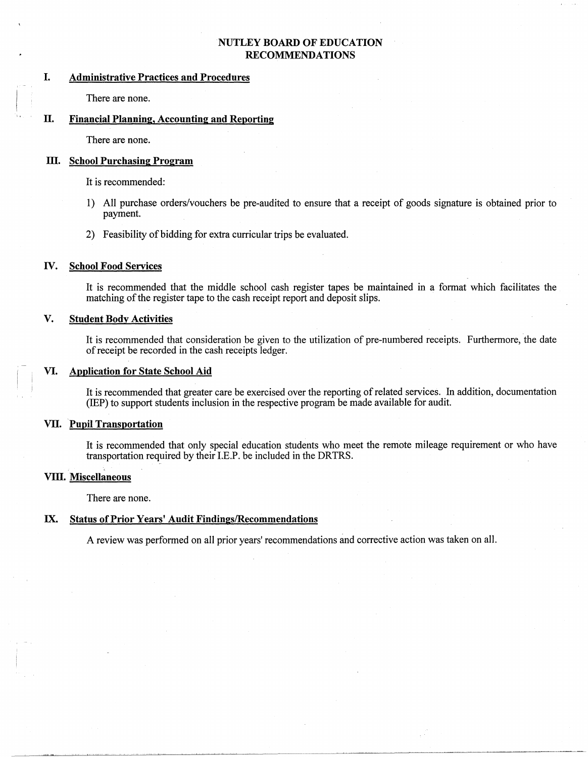# NUTLEY BOARD OF EDUCATION
# RECOMMENDATIONS

## I. Administrative Practices and Procedures

There are none.

## II. Financial Planning, Accounting and Reporting

There are none.

## III. School Purchasing Program

It is recommended:

1) All purchase orders/vouchers be pre-audited to ensure that a receipt of goods signature is obtained prior to payment.

2) Feasibility of bidding for extra curricular trips be evaluated.

## IV. School Food Services

It is recommended that the middle school cash register tapes be maintained in a format which facilitates the matching of the register tape to the cash receipt report and deposit slips.

## V. Student Body Activities

It is recommended that consideration be given to the utilization of pre-numbered receipts. Furthermore, the date of receipt be recorded in the cash receipts ledger.

## VI. Application for State School Aid

It is recommended that greater care be exercised over the reporting of related services. In addition, documentation (IEP) to support students inclusion in the respective program be made available for audit.

## VII. Pupil Transportation

It is recommended that only special education students who meet the remote mileage requirement or who have transportation required by their I.E.P. be included in the DRTRS.

## VIII. Miscellaneous

There are none.

## IX. Status of Prior Years' Audit Findings/Recommendations

A review was performed on all prior years' recommendations and corrective action was taken on all.